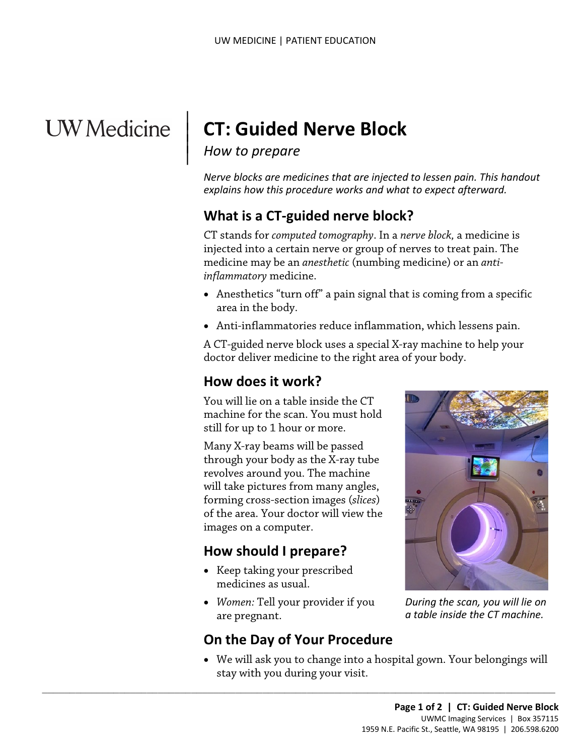UW Medicine

# CT: Guided Nerve Block

*How to prepare*

*Nerve blocks are medicines that are injected to lessen pain. This handout explains how this procedure works and what to expect afterward.*

## What is a CT-guided nerve block?

CT stands for *computed tomography*. In a *nerve block*, a medicine is injected into a certain nerve or group of nerves to treat pain. The medicine may be an *anesthetic* (numbing medicine) or an *anti-inflammatory* medicine.

- Anesthetics "turn off" a pain signal that is coming from a specific area in the body.
- Anti-inflammatories reduce inflammation, which lessens pain.

A CT-guided nerve block uses a special X-ray machine to help your doctor deliver medicine to the right area of your body.

## How does it work?

You will lie on a table inside the CT machine for the scan. You must hold still for up to 1 hour or more.

Many X-ray beams will be passed through your body as the X-ray tube revolves around you. The machine will take pictures from many angles, forming cross-section images (*slices*) of the area. Your doctor will view the images on a computer.

*During the scan, you will lie on a table inside the CT machine.*

## How should I prepare?

- Keep taking your prescribed medicines as usual.
- *Women:* Tell your provider if you are pregnant.

## On the Day of Your Procedure

- We will ask you to change into a hospital gown. Your belongings will stay with you during your visit.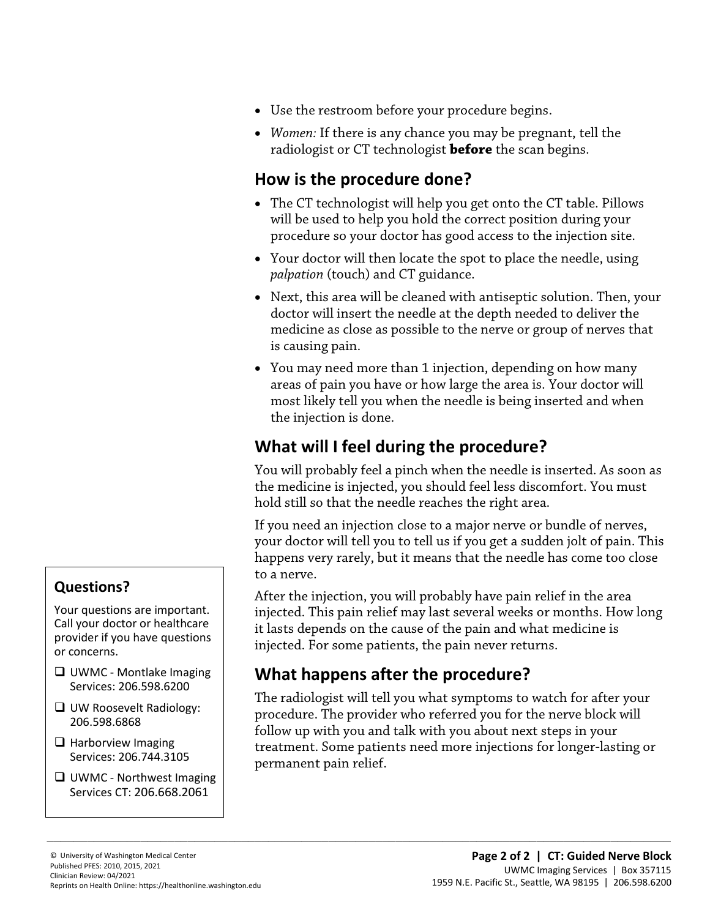- Use the restroom before your procedure begins.
- *Women:* If there is any chance you may be pregnant, tell the radiologist or CT technologist **before** the scan begins.

## How is the procedure done?

- The CT technologist will help you get onto the CT table. Pillows will be used to help you hold the correct position during your procedure so your doctor has good access to the injection site.
- Your doctor will then locate the spot to place the needle, using *palpation* (touch) and CT guidance.
- Next, this area will be cleaned with antiseptic solution. Then, your doctor will insert the needle at the depth needed to deliver the medicine as close as possible to the nerve or group of nerves that is causing pain.
- You may need more than 1 injection, depending on how many areas of pain you have or how large the area is. Your doctor will most likely tell you when the needle is being inserted and when the injection is done.

## What will I feel during the procedure?

You will probably feel a pinch when the needle is inserted. As soon as the medicine is injected, you should feel less discomfort. You must hold still so that the needle reaches the right area.

If you need an injection close to a major nerve or bundle of nerves, your doctor will tell you to tell us if you get a sudden jolt of pain. This happens very rarely, but it means that the needle has come too close to a nerve.

After the injection, you will probably have pain relief in the area injected. This pain relief may last several weeks or months. How long it lasts depends on the cause of the pain and what medicine is injected. For some patients, the pain never returns.

## What happens after the procedure?

The radiologist will tell you what symptoms to watch for after your procedure. The provider who referred you for the nerve block will follow up with you and talk with you about next steps in your treatment. Some patients need more injections for longer-lasting or permanent pain relief.

### Questions?

Your questions are important. Call your doctor or healthcare provider if you have questions or concerns.

- ❑ UWMC - Montlake Imaging Services: 206.598.6200
- ❑ UW Roosevelt Radiology: 206.598.6868
- ❑ Harborview Imaging Services: 206.744.3105
- ❑ UWMC - Northwest Imaging Services CT: 206.668.2061

© University of Washington Medical Center
Published PFES: 2010, 2015, 2021
Clinician Review: 04/2021
Reprints on Health Online: https://healthonline.washington.edu

UWMC Imaging Services | Box 357115
1959 N.E. Pacific St., Seattle, WA 98195 | 206.598.6200